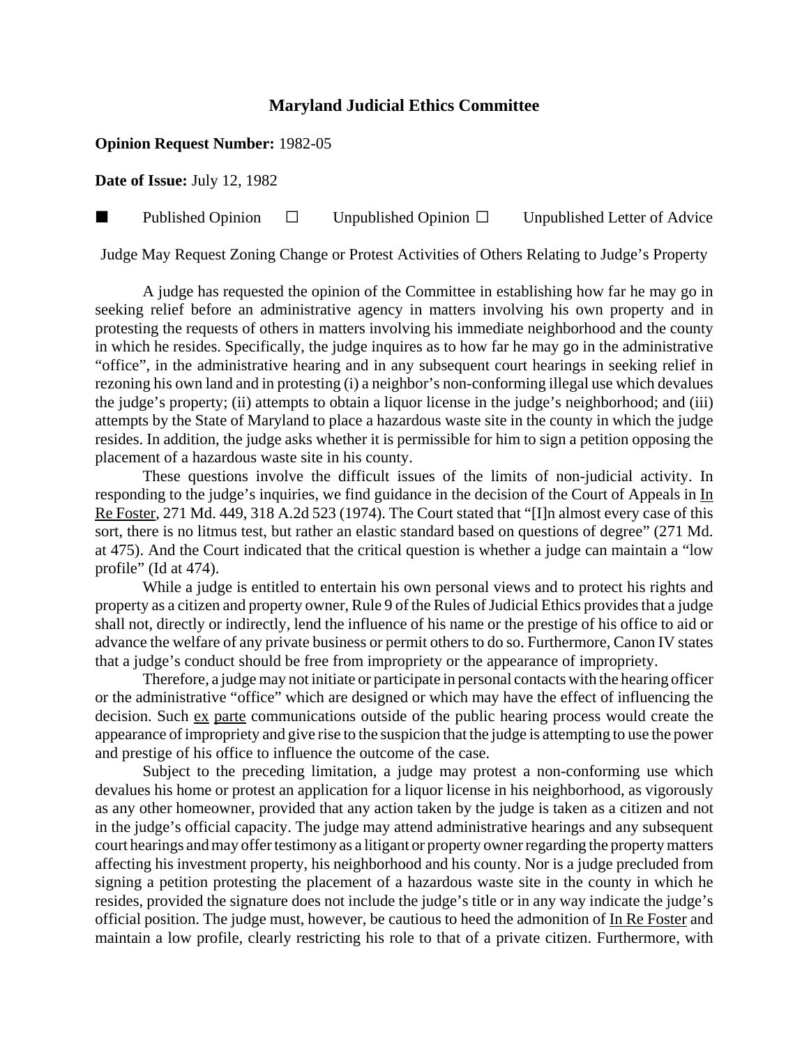# Maryland Judicial Ethics Committee

**Opinion Request Number:** 1982-05

**Date of Issue:** July 12, 1982

■ Published Opinion ☐ Unpublished Opinion ☐ Unpublished Letter of Advice

Judge May Request Zoning Change or Protest Activities of Others Relating to Judge's Property

A judge has requested the opinion of the Committee in establishing how far he may go in seeking relief before an administrative agency in matters involving his own property and in protesting the requests of others in matters involving his immediate neighborhood and the county in which he resides. Specifically, the judge inquires as to how far he may go in the administrative "office", in the administrative hearing and in any subsequent court hearings in seeking relief in rezoning his own land and in protesting (i) a neighbor's non-conforming illegal use which devalues the judge's property; (ii) attempts to obtain a liquor license in the judge's neighborhood; and (iii) attempts by the State of Maryland to place a hazardous waste site in the county in which the judge resides. In addition, the judge asks whether it is permissible for him to sign a petition opposing the placement of a hazardous waste site in his county.

These questions involve the difficult issues of the limits of non-judicial activity. In responding to the judge's inquiries, we find guidance in the decision of the Court of Appeals in In Re Foster, 271 Md. 449, 318 A.2d 523 (1974). The Court stated that "[I]n almost every case of this sort, there is no litmus test, but rather an elastic standard based on questions of degree" (271 Md. at 475). And the Court indicated that the critical question is whether a judge can maintain a "low profile" (Id at 474).

While a judge is entitled to entertain his own personal views and to protect his rights and property as a citizen and property owner, Rule 9 of the Rules of Judicial Ethics provides that a judge shall not, directly or indirectly, lend the influence of his name or the prestige of his office to aid or advance the welfare of any private business or permit others to do so. Furthermore, Canon IV states that a judge's conduct should be free from impropriety or the appearance of impropriety.

Therefore, a judge may not initiate or participate in personal contacts with the hearing officer or the administrative "office" which are designed or which may have the effect of influencing the decision. Such ex parte communications outside of the public hearing process would create the appearance of impropriety and give rise to the suspicion that the judge is attempting to use the power and prestige of his office to influence the outcome of the case.

Subject to the preceding limitation, a judge may protest a non-conforming use which devalues his home or protest an application for a liquor license in his neighborhood, as vigorously as any other homeowner, provided that any action taken by the judge is taken as a citizen and not in the judge's official capacity. The judge may attend administrative hearings and any subsequent court hearings and may offer testimony as a litigant or property owner regarding the property matters affecting his investment property, his neighborhood and his county. Nor is a judge precluded from signing a petition protesting the placement of a hazardous waste site in the county in which he resides, provided the signature does not include the judge's title or in any way indicate the judge's official position. The judge must, however, be cautious to heed the admonition of In Re Foster and maintain a low profile, clearly restricting his role to that of a private citizen. Furthermore, with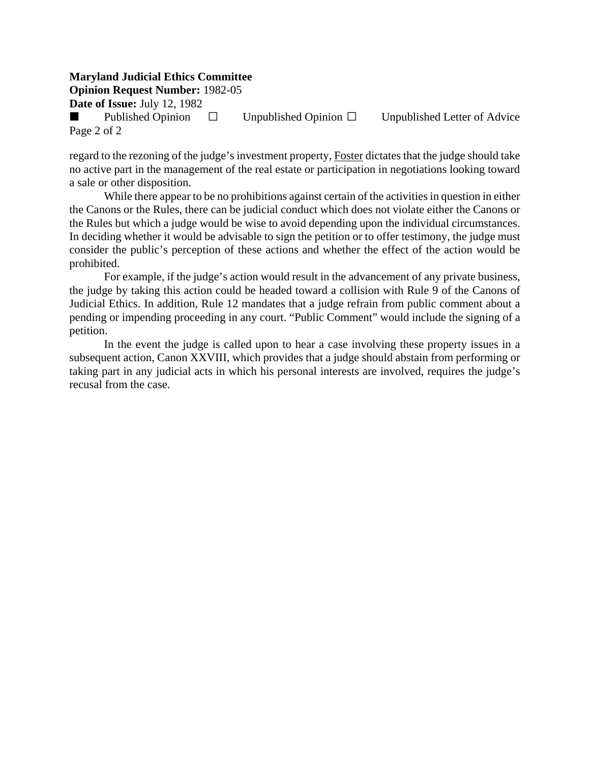regard to the rezoning of the judge's investment property, Foster dictates that the judge should take no active part in the management of the real estate or participation in negotiations looking toward a sale or other disposition.

While there appear to be no prohibitions against certain of the activities in question in either the Canons or the Rules, there can be judicial conduct which does not violate either the Canons or the Rules but which a judge would be wise to avoid depending upon the individual circumstances. In deciding whether it would be advisable to sign the petition or to offer testimony, the judge must consider the public's perception of these actions and whether the effect of the action would be prohibited.

For example, if the judge's action would result in the advancement of any private business, the judge by taking this action could be headed toward a collision with Rule 9 of the Canons of Judicial Ethics. In addition, Rule 12 mandates that a judge refrain from public comment about a pending or impending proceeding in any court. "Public Comment" would include the signing of a petition.

In the event the judge is called upon to hear a case involving these property issues in a subsequent action, Canon XXVIII, which provides that a judge should abstain from performing or taking part in any judicial acts in which his personal interests are involved, requires the judge's recusal from the case.